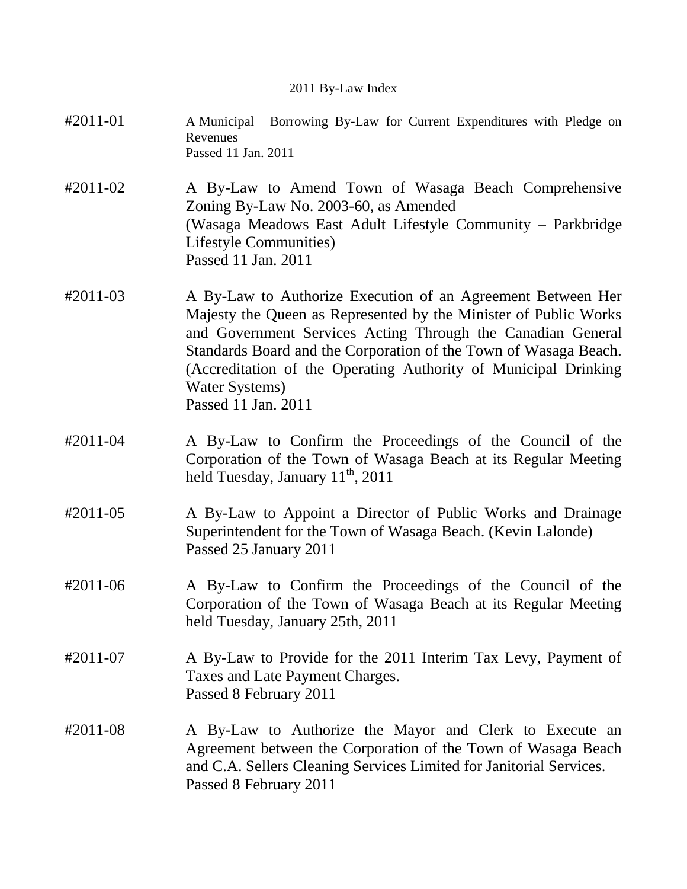# 2011 By-Law Index

#2011-01 A Municipal Borrowing By-Law for Current Expenditures with Pledge on Revenues
Passed 11 Jan. 2011

#2011-02 A By-Law to Amend Town of Wasaga Beach Comprehensive Zoning By-Law No. 2003-60, as Amended
(Wasaga Meadows East Adult Lifestyle Community – Parkbridge Lifestyle Communities)
Passed 11 Jan. 2011

#2011-03 A By-Law to Authorize Execution of an Agreement Between Her Majesty the Queen as Represented by the Minister of Public Works and Government Services Acting Through the Canadian General Standards Board and the Corporation of the Town of Wasaga Beach. (Accreditation of the Operating Authority of Municipal Drinking Water Systems)
Passed 11 Jan. 2011

#2011-04 A By-Law to Confirm the Proceedings of the Council of the Corporation of the Town of Wasaga Beach at its Regular Meeting held Tuesday, January 11th, 2011

#2011-05 A By-Law to Appoint a Director of Public Works and Drainage Superintendent for the Town of Wasaga Beach. (Kevin Lalonde)
Passed 25 January 2011

#2011-06 A By-Law to Confirm the Proceedings of the Council of the Corporation of the Town of Wasaga Beach at its Regular Meeting held Tuesday, January 25th, 2011

#2011-07 A By-Law to Provide for the 2011 Interim Tax Levy, Payment of Taxes and Late Payment Charges.
Passed 8 February 2011

#2011-08 A By-Law to Authorize the Mayor and Clerk to Execute an Agreement between the Corporation of the Town of Wasaga Beach and C.A. Sellers Cleaning Services Limited for Janitorial Services.
Passed 8 February 2011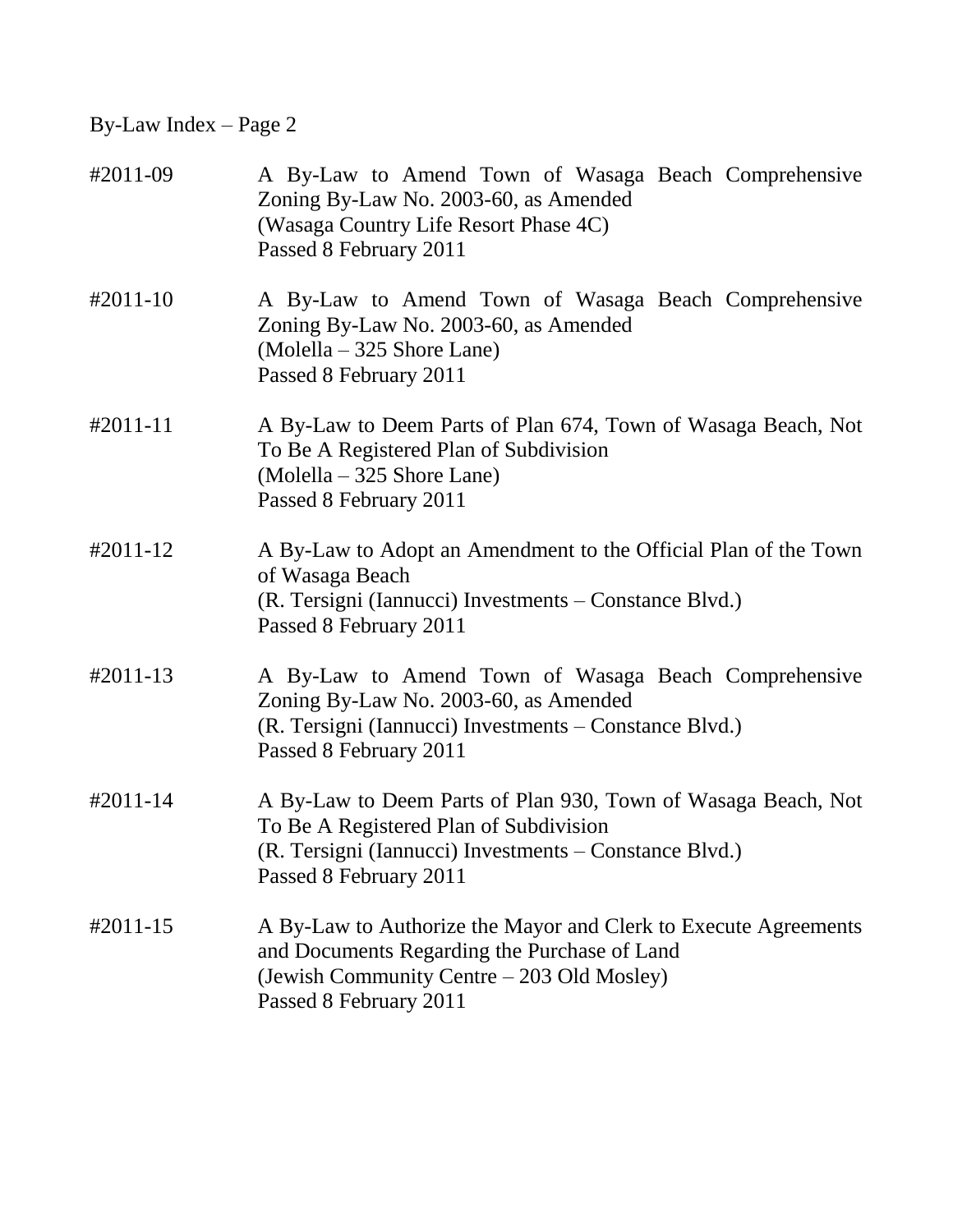#2011-09
A By-Law to Amend Town of Wasaga Beach Comprehensive Zoning By-Law No. 2003-60, as Amended
(Wasaga Country Life Resort Phase 4C)
Passed 8 February 2011

#2011-10
A By-Law to Amend Town of Wasaga Beach Comprehensive Zoning By-Law No. 2003-60, as Amended
(Molella – 325 Shore Lane)
Passed 8 February 2011

#2011-11
A By-Law to Deem Parts of Plan 674, Town of Wasaga Beach, Not To Be A Registered Plan of Subdivision
(Molella – 325 Shore Lane)
Passed 8 February 2011

#2011-12
A By-Law to Adopt an Amendment to the Official Plan of the Town of Wasaga Beach
(R. Tersigni (Iannucci) Investments – Constance Blvd.)
Passed 8 February 2011

#2011-13
A By-Law to Amend Town of Wasaga Beach Comprehensive Zoning By-Law No. 2003-60, as Amended
(R. Tersigni (Iannucci) Investments – Constance Blvd.)
Passed 8 February 2011

#2011-14
A By-Law to Deem Parts of Plan 930, Town of Wasaga Beach, Not To Be A Registered Plan of Subdivision
(R. Tersigni (Iannucci) Investments – Constance Blvd.)
Passed 8 February 2011

#2011-15
A By-Law to Authorize the Mayor and Clerk to Execute Agreements and Documents Regarding the Purchase of Land
(Jewish Community Centre – 203 Old Mosley)
Passed 8 February 2011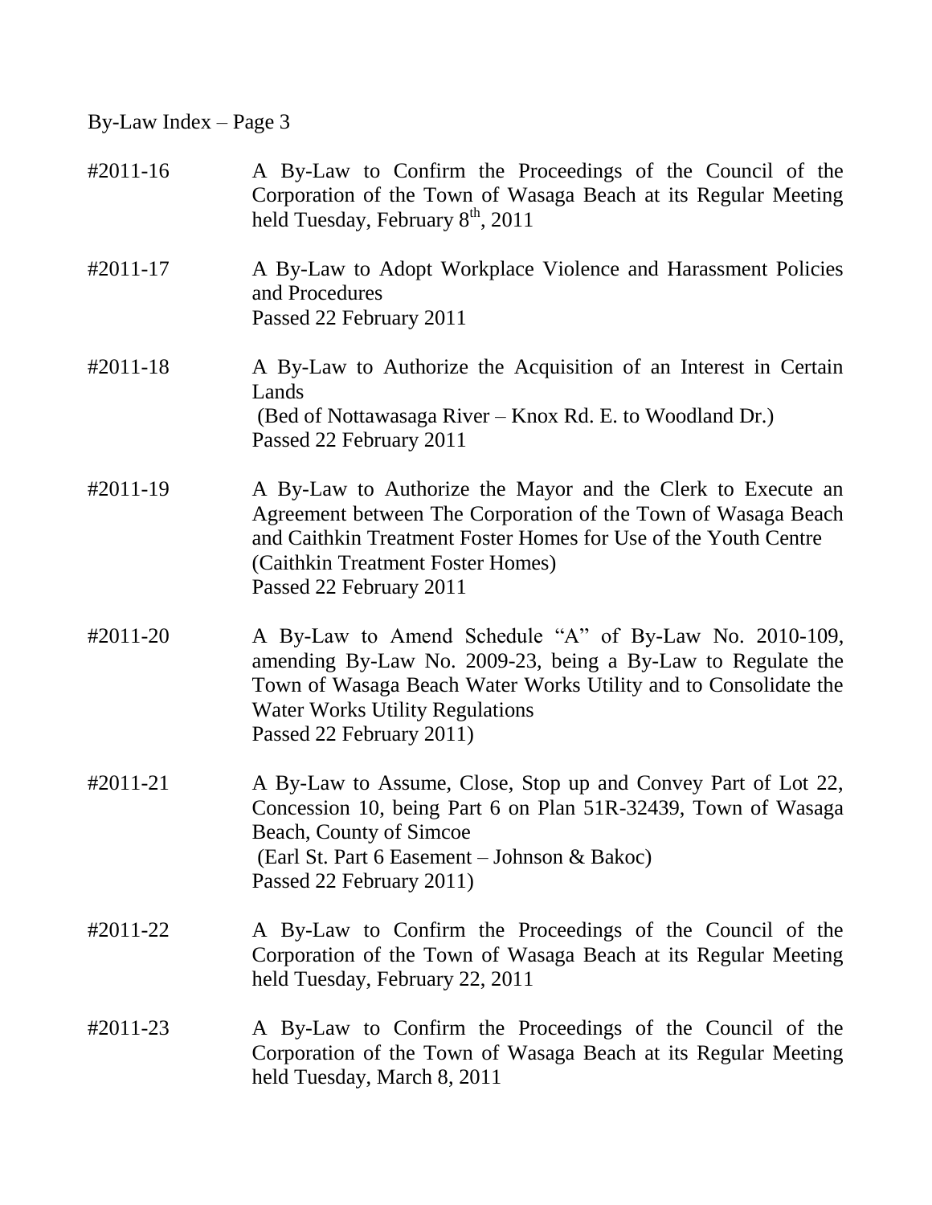By-Law Index – Page 3

| | |
|---|---|
| #2011-16 | A By-Law to Confirm the Proceedings of the Council of the Corporation of the Town of Wasaga Beach at its Regular Meeting held Tuesday, February 8th, 2011 |
| #2011-17 | A By-Law to Adopt Workplace Violence and Harassment Policies and Procedures<br>Passed 22 February 2011 |
| #2011-18 | A By-Law to Authorize the Acquisition of an Interest in Certain Lands<br>(Bed of Nottawasaga River – Knox Rd. E. to Woodland Dr.)<br>Passed 22 February 2011 |
| #2011-19 | A By-Law to Authorize the Mayor and the Clerk to Execute an Agreement between The Corporation of the Town of Wasaga Beach and Caithkin Treatment Foster Homes for Use of the Youth Centre<br>(Caithkin Treatment Foster Homes)<br>Passed 22 February 2011 |
| #2011-20 | A By-Law to Amend Schedule "A" of By-Law No. 2010-109, amending By-Law No. 2009-23, being a By-Law to Regulate the Town of Wasaga Beach Water Works Utility and to Consolidate the Water Works Utility Regulations<br>Passed 22 February 2011) |
| #2011-21 | A By-Law to Assume, Close, Stop up and Convey Part of Lot 22, Concession 10, being Part 6 on Plan 51R-32439, Town of Wasaga Beach, County of Simcoe<br>(Earl St. Part 6 Easement – Johnson & Bakoc)<br>Passed 22 February 2011) |
| #2011-22 | A By-Law to Confirm the Proceedings of the Council of the Corporation of the Town of Wasaga Beach at its Regular Meeting held Tuesday, February 22, 2011 |
| #2011-23 | A By-Law to Confirm the Proceedings of the Council of the Corporation of the Town of Wasaga Beach at its Regular Meeting held Tuesday, March 8, 2011 |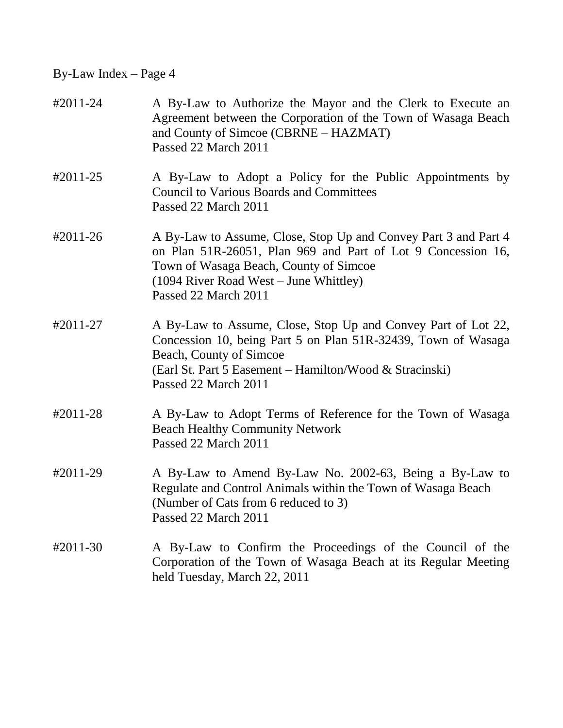By-Law Index – Page 4

#2011-24 A By-Law to Authorize the Mayor and the Clerk to Execute an Agreement between the Corporation of the Town of Wasaga Beach and County of Simcoe (CBRNE – HAZMAT)
Passed 22 March 2011

#2011-25 A By-Law to Adopt a Policy for the Public Appointments by Council to Various Boards and Committees
Passed 22 March 2011

#2011-26 A By-Law to Assume, Close, Stop Up and Convey Part 3 and Part 4 on Plan 51R-26051, Plan 969 and Part of Lot 9 Concession 16, Town of Wasaga Beach, County of Simcoe
(1094 River Road West – June Whittley)
Passed 22 March 2011

#2011-27 A By-Law to Assume, Close, Stop Up and Convey Part of Lot 22, Concession 10, being Part 5 on Plan 51R-32439, Town of Wasaga Beach, County of Simcoe
(Earl St. Part 5 Easement – Hamilton/Wood & Stracinski)
Passed 22 March 2011

#2011-28 A By-Law to Adopt Terms of Reference for the Town of Wasaga Beach Healthy Community Network
Passed 22 March 2011

#2011-29 A By-Law to Amend By-Law No. 2002-63, Being a By-Law to Regulate and Control Animals within the Town of Wasaga Beach
(Number of Cats from 6 reduced to 3)
Passed 22 March 2011

#2011-30 A By-Law to Confirm the Proceedings of the Council of the Corporation of the Town of Wasaga Beach at its Regular Meeting held Tuesday, March 22, 2011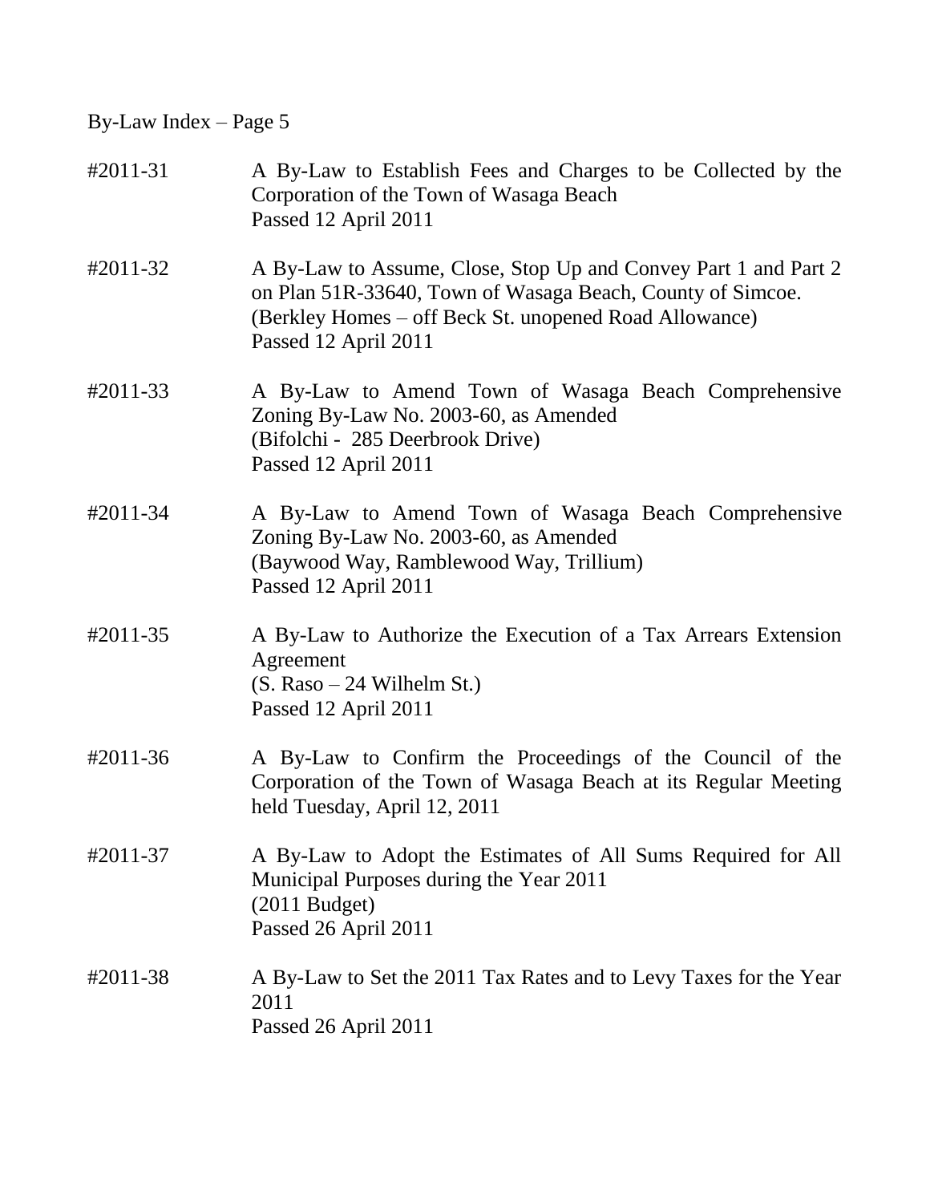**#2011-31**
A By-Law to Establish Fees and Charges to be Collected by the Corporation of the Town of Wasaga Beach
Passed 12 April 2011

**#2011-32**
A By-Law to Assume, Close, Stop Up and Convey Part 1 and Part 2 on Plan 51R-33640, Town of Wasaga Beach, County of Simcoe.
(Berkley Homes – off Beck St. unopened Road Allowance)
Passed 12 April 2011

**#2011-33**
A By-Law to Amend Town of Wasaga Beach Comprehensive Zoning By-Law No. 2003-60, as Amended
(Bifolchi - 285 Deerbrook Drive)
Passed 12 April 2011

**#2011-34**
A By-Law to Amend Town of Wasaga Beach Comprehensive Zoning By-Law No. 2003-60, as Amended
(Baywood Way, Ramblewood Way, Trillium)
Passed 12 April 2011

**#2011-35**
A By-Law to Authorize the Execution of a Tax Arrears Extension Agreement
(S. Raso – 24 Wilhelm St.)
Passed 12 April 2011

**#2011-36**
A By-Law to Confirm the Proceedings of the Council of the Corporation of the Town of Wasaga Beach at its Regular Meeting held Tuesday, April 12, 2011

**#2011-37**
A By-Law to Adopt the Estimates of All Sums Required for All Municipal Purposes during the Year 2011
(2011 Budget)
Passed 26 April 2011

**#2011-38**
A By-Law to Set the 2011 Tax Rates and to Levy Taxes for the Year 2011
Passed 26 April 2011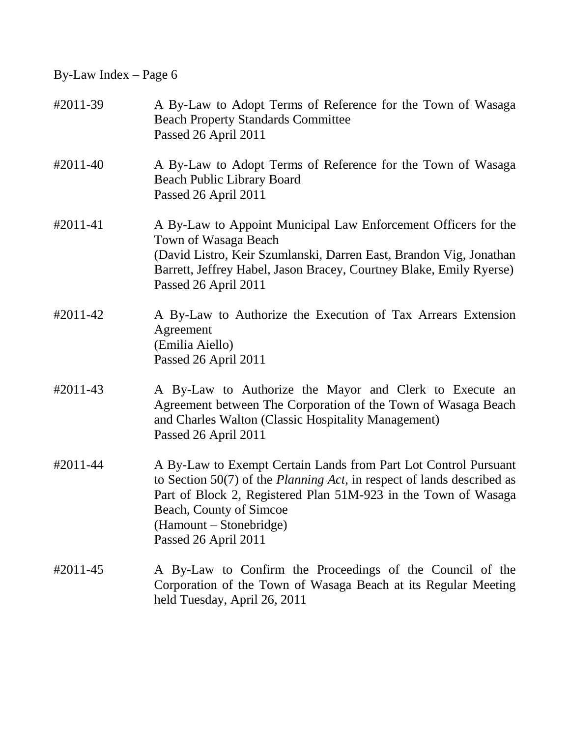By-Law Index – Page 6

#2011-39 A By-Law to Adopt Terms of Reference for the Town of Wasaga Beach Property Standards Committee
Passed 26 April 2011

#2011-40 A By-Law to Adopt Terms of Reference for the Town of Wasaga Beach Public Library Board
Passed 26 April 2011

#2011-41 A By-Law to Appoint Municipal Law Enforcement Officers for the Town of Wasaga Beach
(David Listro, Keir Szumlanski, Darren East, Brandon Vig, Jonathan Barrett, Jeffrey Habel, Jason Bracey, Courtney Blake, Emily Ryerse)
Passed 26 April 2011

#2011-42 A By-Law to Authorize the Execution of Tax Arrears Extension Agreement
(Emilia Aiello)
Passed 26 April 2011

#2011-43 A By-Law to Authorize the Mayor and Clerk to Execute an Agreement between The Corporation of the Town of Wasaga Beach and Charles Walton (Classic Hospitality Management)
Passed 26 April 2011

#2011-44 A By-Law to Exempt Certain Lands from Part Lot Control Pursuant to Section 50(7) of the *Planning Act*, in respect of lands described as Part of Block 2, Registered Plan 51M-923 in the Town of Wasaga Beach, County of Simcoe
(Hamount – Stonebridge)
Passed 26 April 2011

#2011-45 A By-Law to Confirm the Proceedings of the Council of the Corporation of the Town of Wasaga Beach at its Regular Meeting held Tuesday, April 26, 2011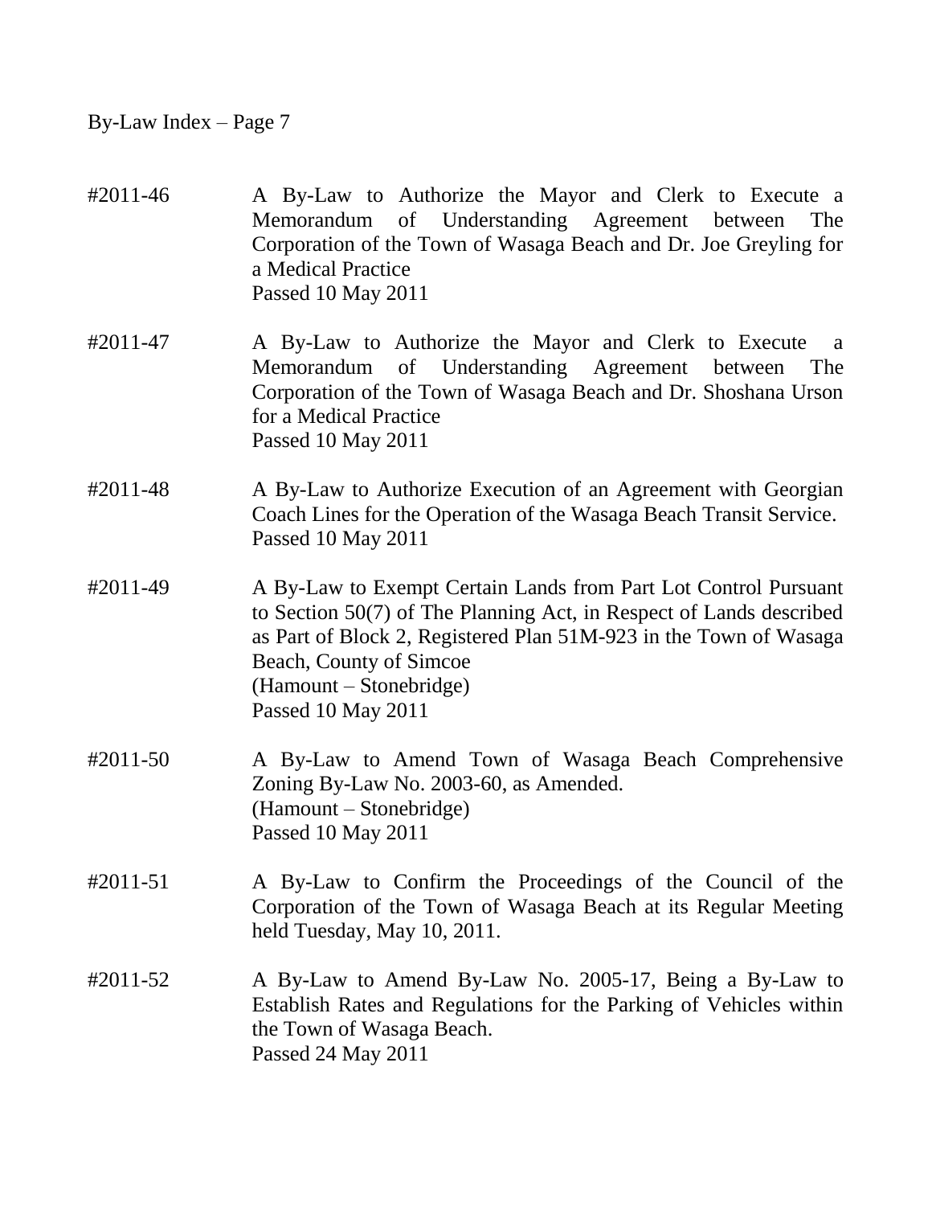#2011-46 A By-Law to Authorize the Mayor and Clerk to Execute a Memorandum of Understanding Agreement between The Corporation of the Town of Wasaga Beach and Dr. Joe Greyling for a Medical Practice
Passed 10 May 2011

#2011-47 A By-Law to Authorize the Mayor and Clerk to Execute a Memorandum of Understanding Agreement between The Corporation of the Town of Wasaga Beach and Dr. Shoshana Urson for a Medical Practice
Passed 10 May 2011

#2011-48 A By-Law to Authorize Execution of an Agreement with Georgian Coach Lines for the Operation of the Wasaga Beach Transit Service.
Passed 10 May 2011

#2011-49 A By-Law to Exempt Certain Lands from Part Lot Control Pursuant to Section 50(7) of The Planning Act, in Respect of Lands described as Part of Block 2, Registered Plan 51M-923 in the Town of Wasaga Beach, County of Simcoe
(Hamount – Stonebridge)
Passed 10 May 2011

#2011-50 A By-Law to Amend Town of Wasaga Beach Comprehensive Zoning By-Law No. 2003-60, as Amended.
(Hamount – Stonebridge)
Passed 10 May 2011

#2011-51 A By-Law to Confirm the Proceedings of the Council of the Corporation of the Town of Wasaga Beach at its Regular Meeting held Tuesday, May 10, 2011.

#2011-52 A By-Law to Amend By-Law No. 2005-17, Being a By-Law to Establish Rates and Regulations for the Parking of Vehicles within the Town of Wasaga Beach.
Passed 24 May 2011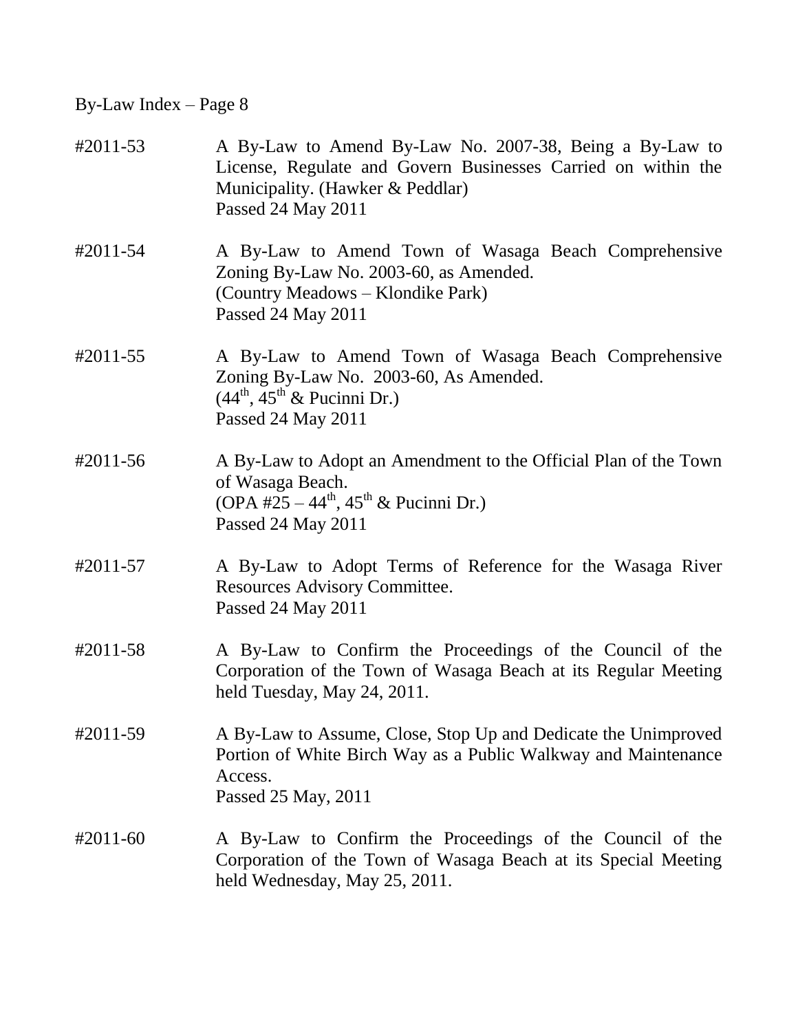By-Law Index – Page 8

#2011-53 A By-Law to Amend By-Law No. 2007-38, Being a By-Law to License, Regulate and Govern Businesses Carried on within the Municipality. (Hawker & Peddlar)
Passed 24 May 2011

#2011-54 A By-Law to Amend Town of Wasaga Beach Comprehensive Zoning By-Law No. 2003-60, as Amended.
(Country Meadows – Klondike Park)
Passed 24 May 2011

#2011-55 A By-Law to Amend Town of Wasaga Beach Comprehensive Zoning By-Law No. 2003-60, As Amended.
(44th, 45th & Pucinni Dr.)
Passed 24 May 2011

#2011-56 A By-Law to Adopt an Amendment to the Official Plan of the Town of Wasaga Beach.
(OPA #25 – 44th, 45th & Pucinni Dr.)
Passed 24 May 2011

#2011-57 A By-Law to Adopt Terms of Reference for the Wasaga River Resources Advisory Committee.
Passed 24 May 2011

#2011-58 A By-Law to Confirm the Proceedings of the Council of the Corporation of the Town of Wasaga Beach at its Regular Meeting held Tuesday, May 24, 2011.

#2011-59 A By-Law to Assume, Close, Stop Up and Dedicate the Unimproved Portion of White Birch Way as a Public Walkway and Maintenance Access.
Passed 25 May, 2011

#2011-60 A By-Law to Confirm the Proceedings of the Council of the Corporation of the Town of Wasaga Beach at its Special Meeting held Wednesday, May 25, 2011.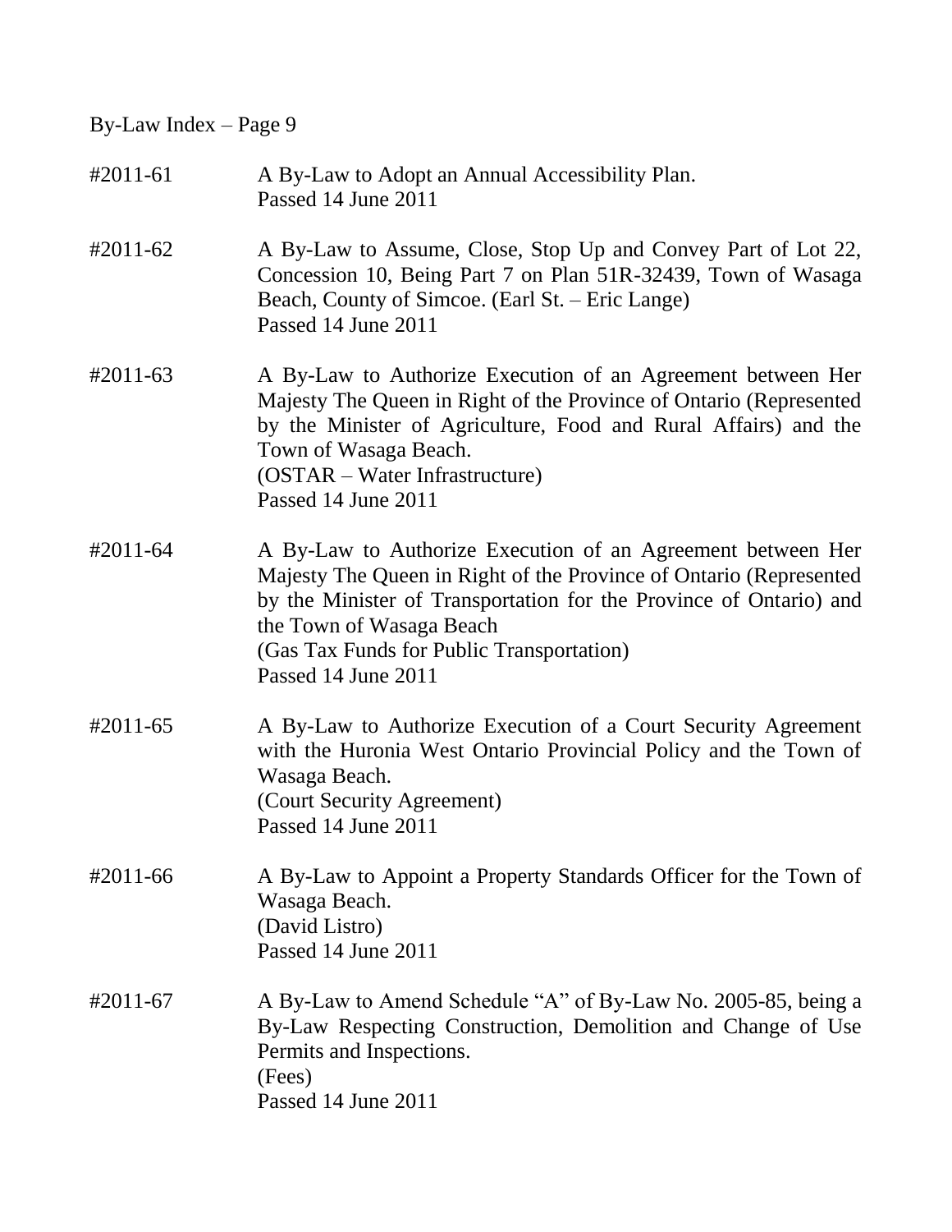| | |
|---|---|
| #2011-61 | A By-Law to Adopt an Annual Accessibility Plan.<br>Passed 14 June 2011 |
| #2011-62 | A By-Law to Assume, Close, Stop Up and Convey Part of Lot 22, Concession 10, Being Part 7 on Plan 51R-32439, Town of Wasaga Beach, County of Simcoe. (Earl St. – Eric Lange)<br>Passed 14 June 2011 |
| #2011-63 | A By-Law to Authorize Execution of an Agreement between Her Majesty The Queen in Right of the Province of Ontario (Represented by the Minister of Agriculture, Food and Rural Affairs) and the Town of Wasaga Beach.<br>(OSTAR – Water Infrastructure)<br>Passed 14 June 2011 |
| #2011-64 | A By-Law to Authorize Execution of an Agreement between Her Majesty The Queen in Right of the Province of Ontario (Represented by the Minister of Transportation for the Province of Ontario) and the Town of Wasaga Beach<br>(Gas Tax Funds for Public Transportation)<br>Passed 14 June 2011 |
| #2011-65 | A By-Law to Authorize Execution of a Court Security Agreement with the Huronia West Ontario Provincial Policy and the Town of Wasaga Beach.<br>(Court Security Agreement)<br>Passed 14 June 2011 |
| #2011-66 | A By-Law to Appoint a Property Standards Officer for the Town of Wasaga Beach.<br>(David Listro)<br>Passed 14 June 2011 |
| #2011-67 | A By-Law to Amend Schedule "A" of By-Law No. 2005-85, being a By-Law Respecting Construction, Demolition and Change of Use Permits and Inspections.<br>(Fees)<br>Passed 14 June 2011 |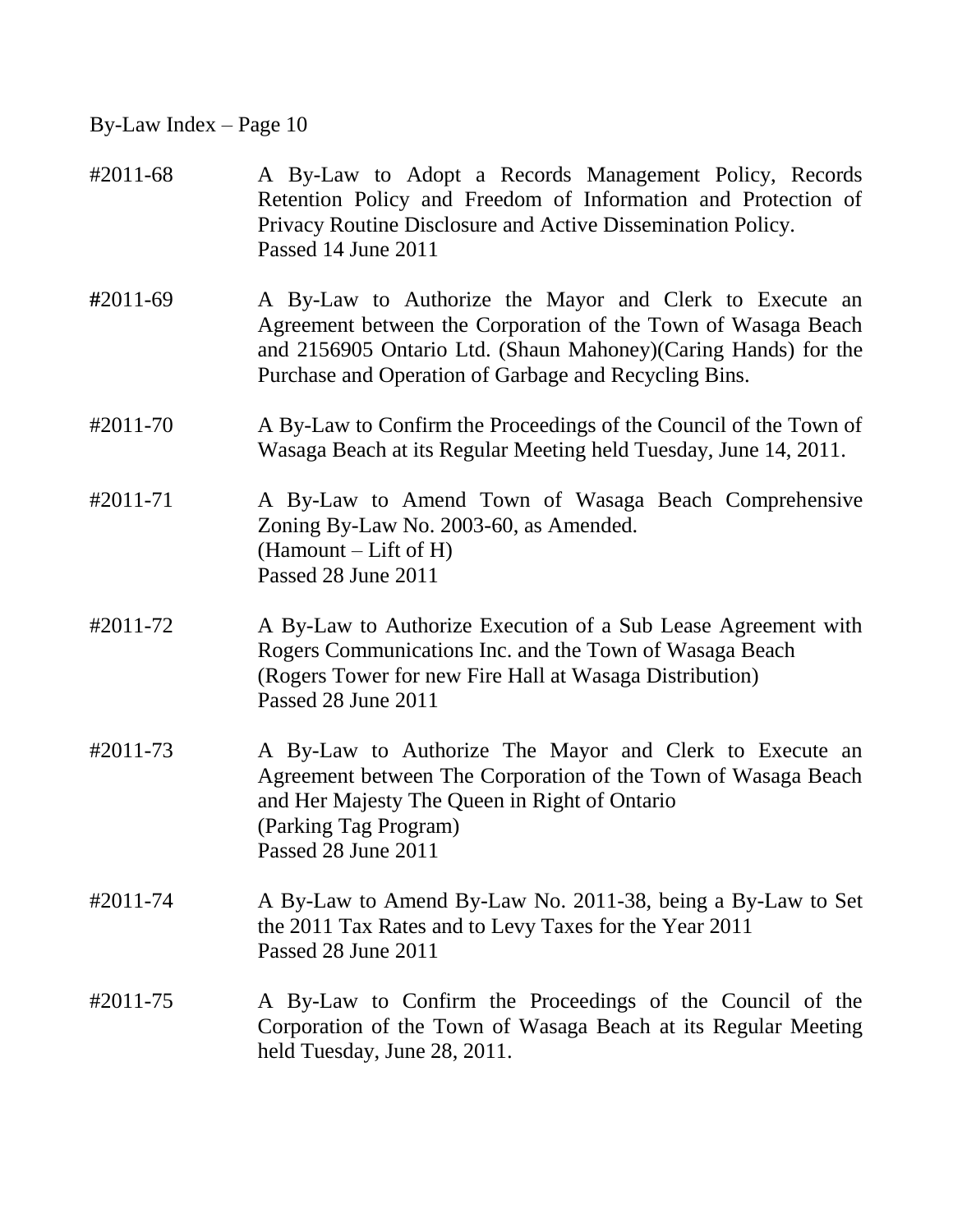By-Law Index – Page 10

#2011-68 A By-Law to Adopt a Records Management Policy, Records Retention Policy and Freedom of Information and Protection of Privacy Routine Disclosure and Active Dissemination Policy.
Passed 14 June 2011

#2011-69 A By-Law to Authorize the Mayor and Clerk to Execute an Agreement between the Corporation of the Town of Wasaga Beach and 2156905 Ontario Ltd. (Shaun Mahoney)(Caring Hands) for the Purchase and Operation of Garbage and Recycling Bins.

#2011-70 A By-Law to Confirm the Proceedings of the Council of the Town of Wasaga Beach at its Regular Meeting held Tuesday, June 14, 2011.

#2011-71 A By-Law to Amend Town of Wasaga Beach Comprehensive Zoning By-Law No. 2003-60, as Amended.
(Hamount – Lift of H)
Passed 28 June 2011

#2011-72 A By-Law to Authorize Execution of a Sub Lease Agreement with Rogers Communications Inc. and the Town of Wasaga Beach
(Rogers Tower for new Fire Hall at Wasaga Distribution)
Passed 28 June 2011

#2011-73 A By-Law to Authorize The Mayor and Clerk to Execute an Agreement between The Corporation of the Town of Wasaga Beach and Her Majesty The Queen in Right of Ontario
(Parking Tag Program)
Passed 28 June 2011

#2011-74 A By-Law to Amend By-Law No. 2011-38, being a By-Law to Set the 2011 Tax Rates and to Levy Taxes for the Year 2011
Passed 28 June 2011

#2011-75 A By-Law to Confirm the Proceedings of the Council of the Corporation of the Town of Wasaga Beach at its Regular Meeting held Tuesday, June 28, 2011.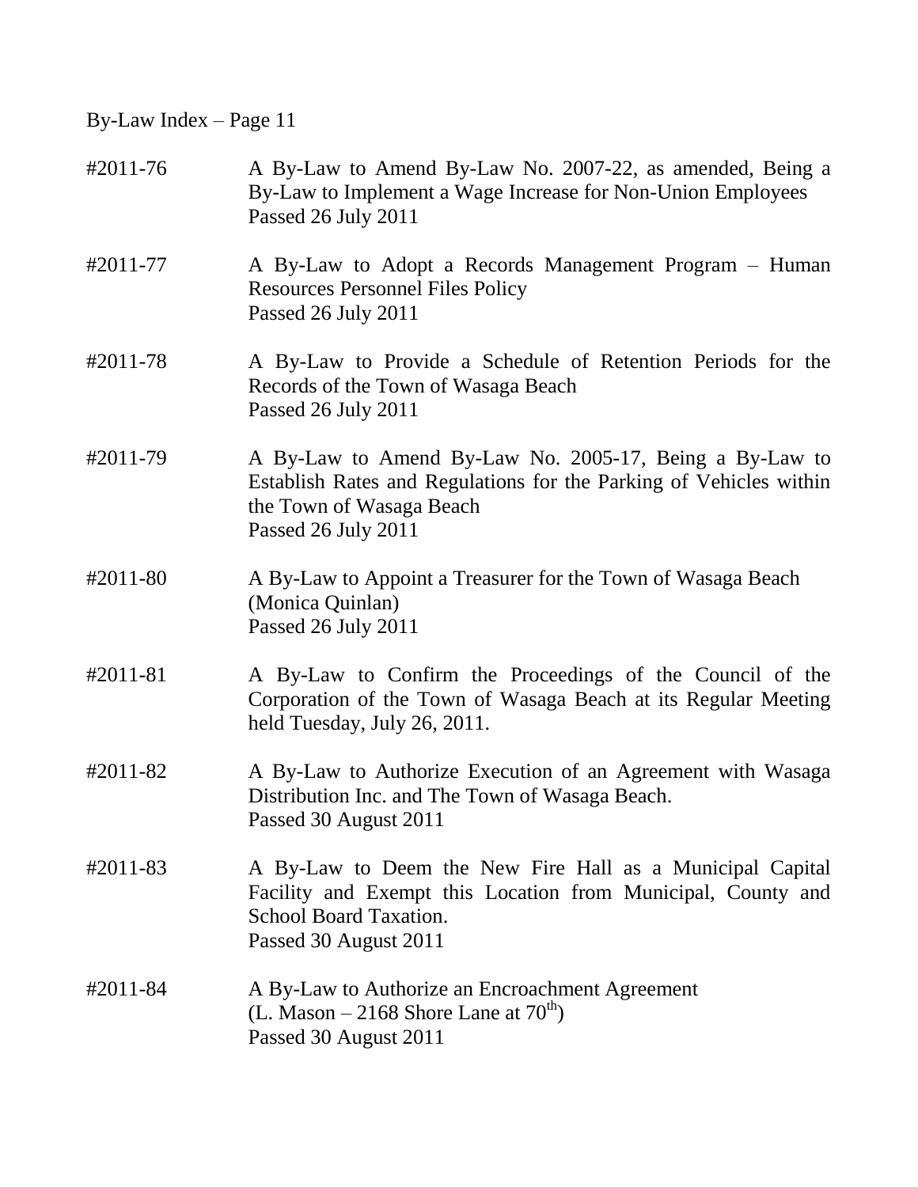By-Law Index – Page 11

#2011-76 A By-Law to Amend By-Law No. 2007-22, as amended, Being a By-Law to Implement a Wage Increase for Non-Union Employees
Passed 26 July 2011

#2011-77 A By-Law to Adopt a Records Management Program – Human Resources Personnel Files Policy
Passed 26 July 2011

#2011-78 A By-Law to Provide a Schedule of Retention Periods for the Records of the Town of Wasaga Beach
Passed 26 July 2011

#2011-79 A By-Law to Amend By-Law No. 2005-17, Being a By-Law to Establish Rates and Regulations for the Parking of Vehicles within the Town of Wasaga Beach
Passed 26 July 2011

#2011-80 A By-Law to Appoint a Treasurer for the Town of Wasaga Beach (Monica Quinlan)
Passed 26 July 2011

#2011-81 A By-Law to Confirm the Proceedings of the Council of the Corporation of the Town of Wasaga Beach at its Regular Meeting held Tuesday, July 26, 2011.

#2011-82 A By-Law to Authorize Execution of an Agreement with Wasaga Distribution Inc. and The Town of Wasaga Beach.
Passed 30 August 2011

#2011-83 A By-Law to Deem the New Fire Hall as a Municipal Capital Facility and Exempt this Location from Municipal, County and School Board Taxation.
Passed 30 August 2011

#2011-84 A By-Law to Authorize an Encroachment Agreement (L. Mason – 2168 Shore Lane at 70th)
Passed 30 August 2011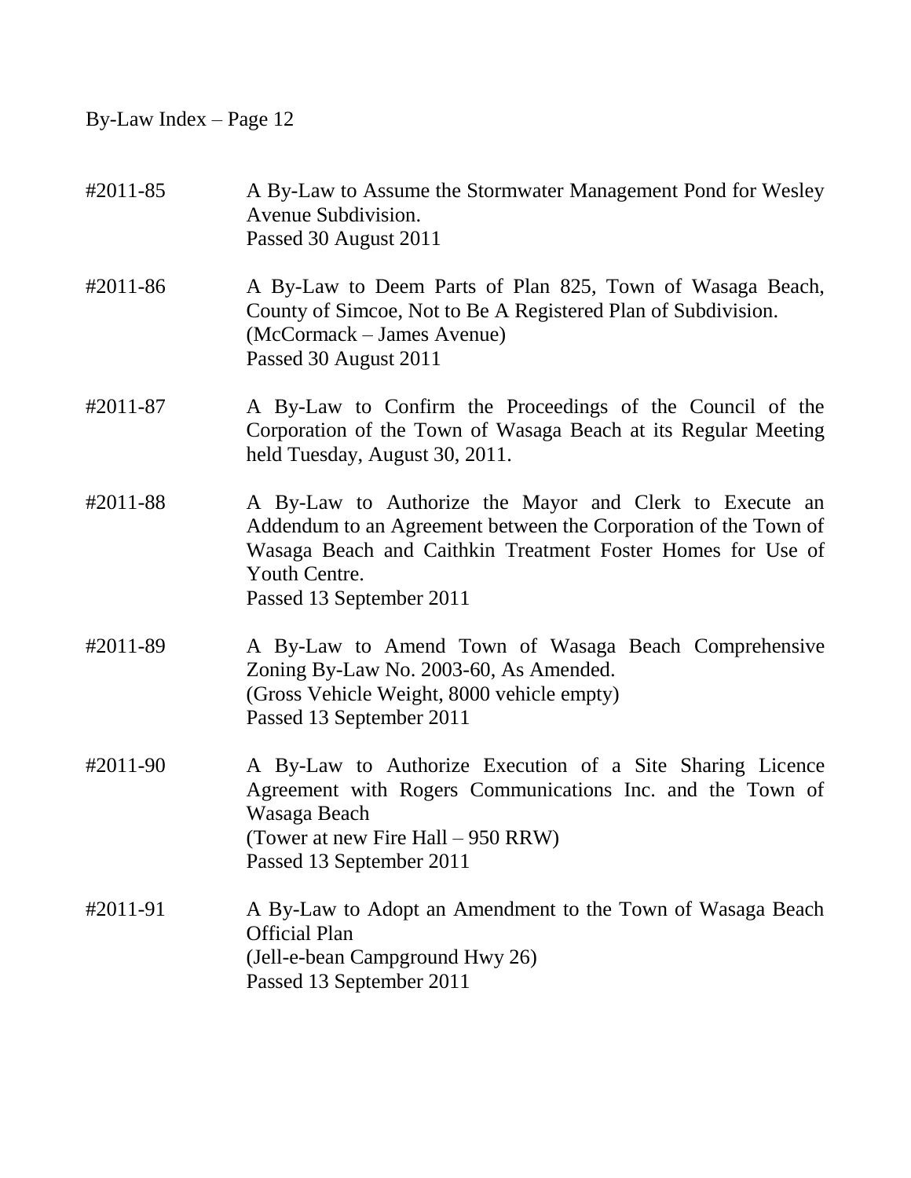By-Law Index – Page 12

#2011-85 A By-Law to Assume the Stormwater Management Pond for Wesley Avenue Subdivision.
Passed 30 August 2011

#2011-86 A By-Law to Deem Parts of Plan 825, Town of Wasaga Beach, County of Simcoe, Not to Be A Registered Plan of Subdivision.
(McCormack – James Avenue)
Passed 30 August 2011

#2011-87 A By-Law to Confirm the Proceedings of the Council of the Corporation of the Town of Wasaga Beach at its Regular Meeting held Tuesday, August 30, 2011.

#2011-88 A By-Law to Authorize the Mayor and Clerk to Execute an Addendum to an Agreement between the Corporation of the Town of Wasaga Beach and Caithkin Treatment Foster Homes for Use of Youth Centre.
Passed 13 September 2011

#2011-89 A By-Law to Amend Town of Wasaga Beach Comprehensive Zoning By-Law No. 2003-60, As Amended.
(Gross Vehicle Weight, 8000 vehicle empty)
Passed 13 September 2011

#2011-90 A By-Law to Authorize Execution of a Site Sharing Licence Agreement with Rogers Communications Inc. and the Town of Wasaga Beach
(Tower at new Fire Hall – 950 RRW)
Passed 13 September 2011

#2011-91 A By-Law to Adopt an Amendment to the Town of Wasaga Beach Official Plan
(Jell-e-bean Campground Hwy 26)
Passed 13 September 2011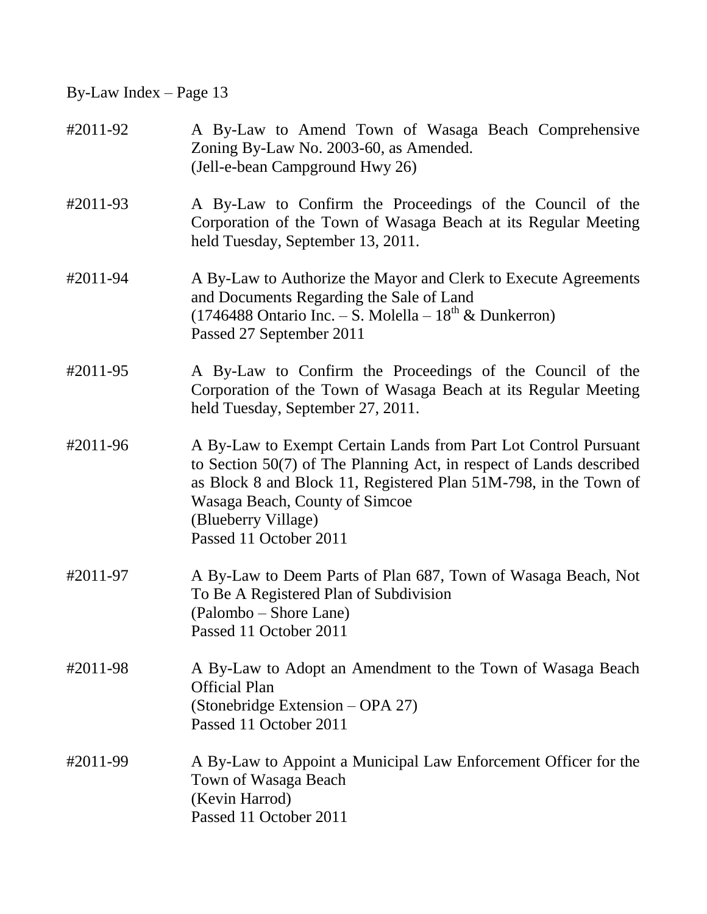By-Law Index – Page 13

#2011-92 A By-Law to Amend Town of Wasaga Beach Comprehensive Zoning By-Law No. 2003-60, as Amended.
(Jell-e-bean Campground Hwy 26)

#2011-93 A By-Law to Confirm the Proceedings of the Council of the Corporation of the Town of Wasaga Beach at its Regular Meeting held Tuesday, September 13, 2011.

#2011-94 A By-Law to Authorize the Mayor and Clerk to Execute Agreements and Documents Regarding the Sale of Land
(1746488 Ontario Inc. – S. Molella – 18th & Dunkerron)
Passed 27 September 2011

#2011-95 A By-Law to Confirm the Proceedings of the Council of the Corporation of the Town of Wasaga Beach at its Regular Meeting held Tuesday, September 27, 2011.

#2011-96 A By-Law to Exempt Certain Lands from Part Lot Control Pursuant to Section 50(7) of The Planning Act, in respect of Lands described as Block 8 and Block 11, Registered Plan 51M-798, in the Town of Wasaga Beach, County of Simcoe
(Blueberry Village)
Passed 11 October 2011

#2011-97 A By-Law to Deem Parts of Plan 687, Town of Wasaga Beach, Not To Be A Registered Plan of Subdivision
(Palombo – Shore Lane)
Passed 11 October 2011

#2011-98 A By-Law to Adopt an Amendment to the Town of Wasaga Beach Official Plan
(Stonebridge Extension – OPA 27)
Passed 11 October 2011

#2011-99 A By-Law to Appoint a Municipal Law Enforcement Officer for the Town of Wasaga Beach
(Kevin Harrod)
Passed 11 October 2011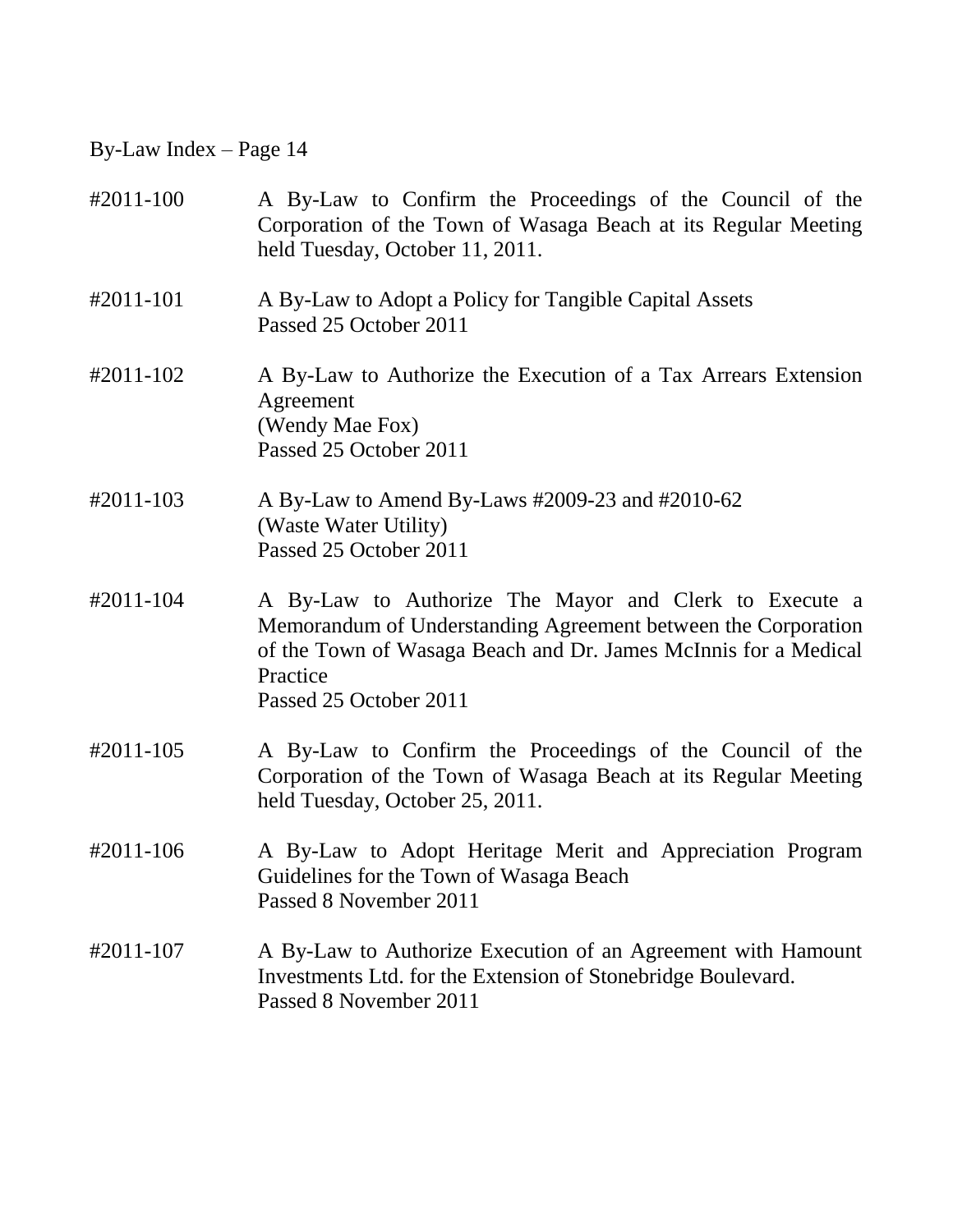By-Law Index – Page 14

#2011-100 A By-Law to Confirm the Proceedings of the Council of the Corporation of the Town of Wasaga Beach at its Regular Meeting held Tuesday, October 11, 2011.

#2011-101 A By-Law to Adopt a Policy for Tangible Capital Assets
Passed 25 October 2011

#2011-102 A By-Law to Authorize the Execution of a Tax Arrears Extension Agreement
(Wendy Mae Fox)
Passed 25 October 2011

#2011-103 A By-Law to Amend By-Laws #2009-23 and #2010-62
(Waste Water Utility)
Passed 25 October 2011

#2011-104 A By-Law to Authorize The Mayor and Clerk to Execute a Memorandum of Understanding Agreement between the Corporation of the Town of Wasaga Beach and Dr. James McInnis for a Medical Practice
Passed 25 October 2011

#2011-105 A By-Law to Confirm the Proceedings of the Council of the Corporation of the Town of Wasaga Beach at its Regular Meeting held Tuesday, October 25, 2011.

#2011-106 A By-Law to Adopt Heritage Merit and Appreciation Program Guidelines for the Town of Wasaga Beach
Passed 8 November 2011

#2011-107 A By-Law to Authorize Execution of an Agreement with Hamount Investments Ltd. for the Extension of Stonebridge Boulevard.
Passed 8 November 2011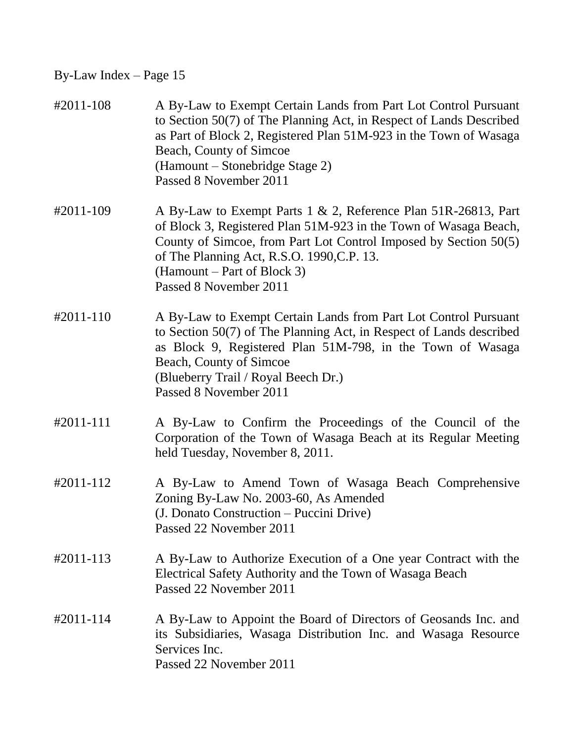#2011-108 A By-Law to Exempt Certain Lands from Part Lot Control Pursuant to Section 50(7) of The Planning Act, in Respect of Lands Described as Part of Block 2, Registered Plan 51M-923 in the Town of Wasaga Beach, County of Simcoe
(Hamount – Stonebridge Stage 2)
Passed 8 November 2011

#2011-109 A By-Law to Exempt Parts 1 & 2, Reference Plan 51R-26813, Part of Block 3, Registered Plan 51M-923 in the Town of Wasaga Beach, County of Simcoe, from Part Lot Control Imposed by Section 50(5) of The Planning Act, R.S.O. 1990,C.P. 13.
(Hamount – Part of Block 3)
Passed 8 November 2011

#2011-110 A By-Law to Exempt Certain Lands from Part Lot Control Pursuant to Section 50(7) of The Planning Act, in Respect of Lands described as Block 9, Registered Plan 51M-798, in the Town of Wasaga Beach, County of Simcoe
(Blueberry Trail / Royal Beech Dr.)
Passed 8 November 2011

#2011-111 A By-Law to Confirm the Proceedings of the Council of the Corporation of the Town of Wasaga Beach at its Regular Meeting held Tuesday, November 8, 2011.

#2011-112 A By-Law to Amend Town of Wasaga Beach Comprehensive Zoning By-Law No. 2003-60, As Amended
(J. Donato Construction – Puccini Drive)
Passed 22 November 2011

#2011-113 A By-Law to Authorize Execution of a One year Contract with the Electrical Safety Authority and the Town of Wasaga Beach
Passed 22 November 2011

#2011-114 A By-Law to Appoint the Board of Directors of Geosands Inc. and its Subsidiaries, Wasaga Distribution Inc. and Wasaga Resource Services Inc.
Passed 22 November 2011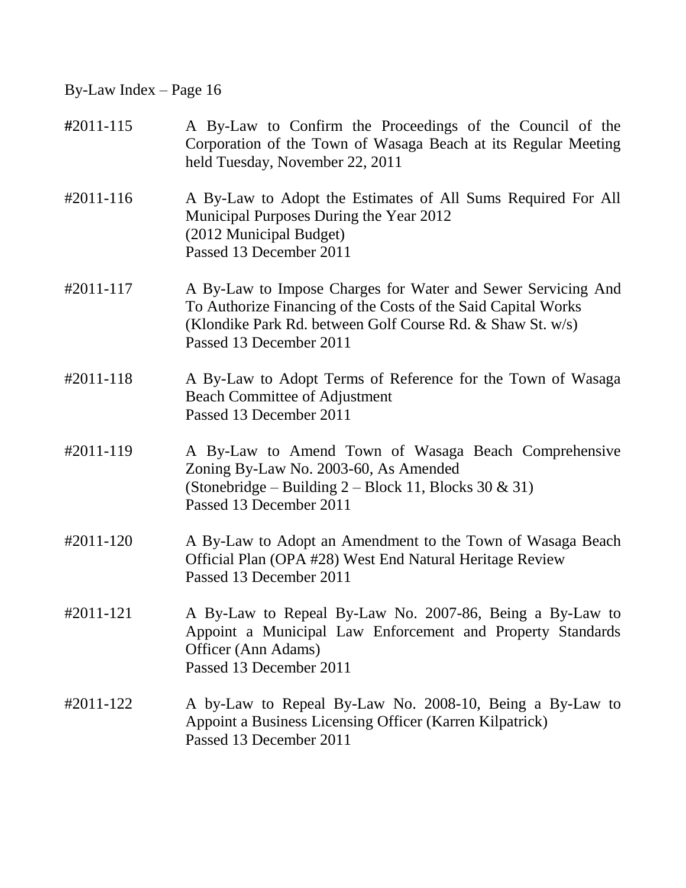By-Law Index – Page 16

| | |
|---|---|
| #2011-115 | A By-Law to Confirm the Proceedings of the Council of the Corporation of the Town of Wasaga Beach at its Regular Meeting held Tuesday, November 22, 2011 |
| #2011-116 | A By-Law to Adopt the Estimates of All Sums Required For All Municipal Purposes During the Year 2012<br>(2012 Municipal Budget)<br>Passed 13 December 2011 |
| #2011-117 | A By-Law to Impose Charges for Water and Sewer Servicing And To Authorize Financing of the Costs of the Said Capital Works<br>(Klondike Park Rd. between Golf Course Rd. & Shaw St. w/s)<br>Passed 13 December 2011 |
| #2011-118 | A By-Law to Adopt Terms of Reference for the Town of Wasaga Beach Committee of Adjustment<br>Passed 13 December 2011 |
| #2011-119 | A By-Law to Amend Town of Wasaga Beach Comprehensive Zoning By-Law No. 2003-60, As Amended<br>(Stonebridge – Building 2 – Block 11, Blocks 30 & 31)<br>Passed 13 December 2011 |
| #2011-120 | A By-Law to Adopt an Amendment to the Town of Wasaga Beach Official Plan (OPA #28) West End Natural Heritage Review<br>Passed 13 December 2011 |
| #2011-121 | A By-Law to Repeal By-Law No. 2007-86, Being a By-Law to Appoint a Municipal Law Enforcement and Property Standards Officer (Ann Adams)<br>Passed 13 December 2011 |
| #2011-122 | A by-Law to Repeal By-Law No. 2008-10, Being a By-Law to Appoint a Business Licensing Officer (Karren Kilpatrick)<br>Passed 13 December 2011 |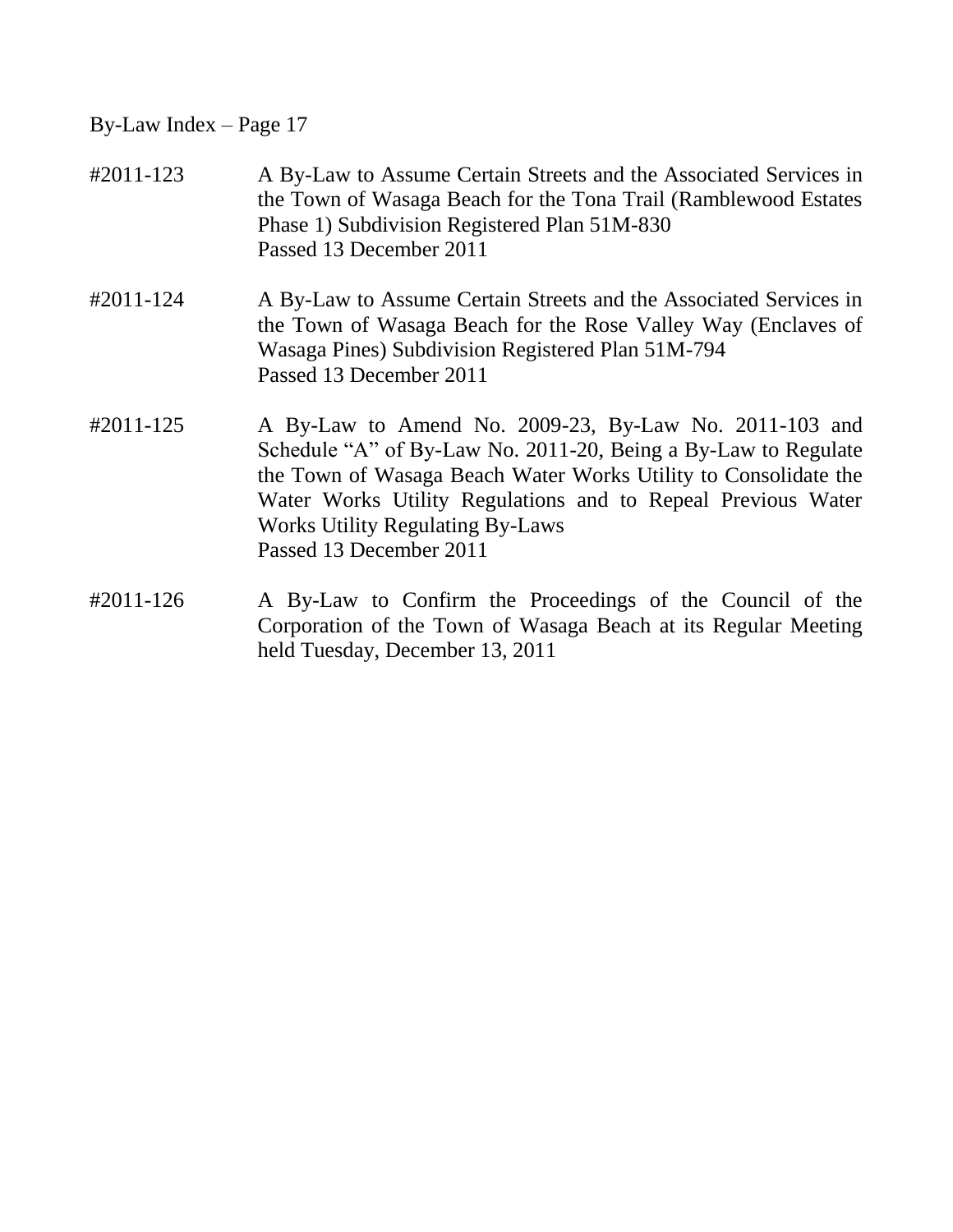By-Law Index – Page 17

#2011-123 A By-Law to Assume Certain Streets and the Associated Services in the Town of Wasaga Beach for the Tona Trail (Ramblewood Estates Phase 1) Subdivision Registered Plan 51M-830
Passed 13 December 2011

#2011-124 A By-Law to Assume Certain Streets and the Associated Services in the Town of Wasaga Beach for the Rose Valley Way (Enclaves of Wasaga Pines) Subdivision Registered Plan 51M-794
Passed 13 December 2011

#2011-125 A By-Law to Amend No. 2009-23, By-Law No. 2011-103 and Schedule "A" of By-Law No. 2011-20, Being a By-Law to Regulate the Town of Wasaga Beach Water Works Utility to Consolidate the Water Works Utility Regulations and to Repeal Previous Water Works Utility Regulating By-Laws
Passed 13 December 2011

#2011-126 A By-Law to Confirm the Proceedings of the Council of the Corporation of the Town of Wasaga Beach at its Regular Meeting held Tuesday, December 13, 2011